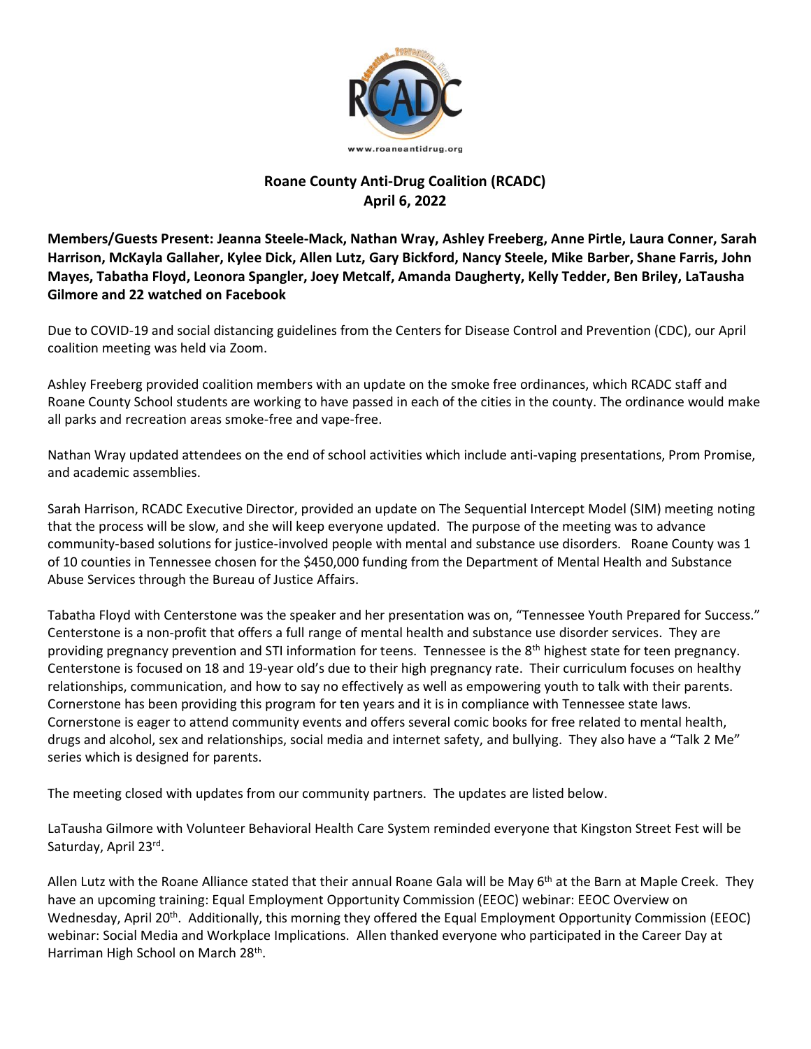# Roane County Anti-Drug Coalition (RCADC)

## April 6, 2022

**Members/Guests Present: Jeanna Steele-Mack, Nathan Wray, Ashley Freeberg, Anne Pirtle, Laura Conner, Sarah Harrison, McKayla Gallaher, Kylee Dick, Allen Lutz, Gary Bickford, Nancy Steele, Mike Barber, Shane Farris, John Mayes, Tabatha Floyd, Leonora Spangler, Joey Metcalf, Amanda Daugherty, Kelly Tedder, Ben Briley, LaTausha Gilmore and 22 watched on Facebook**

Due to COVID-19 and social distancing guidelines from the Centers for Disease Control and Prevention (CDC), our April coalition meeting was held via Zoom.

Ashley Freeberg provided coalition members with an update on the smoke free ordinances, which RCADC staff and Roane County School students are working to have passed in each of the cities in the county. The ordinance would make all parks and recreation areas smoke-free and vape-free.

Nathan Wray updated attendees on the end of school activities which include anti-vaping presentations, Prom Promise, and academic assemblies.

Sarah Harrison, RCADC Executive Director, provided an update on The Sequential Intercept Model (SIM) meeting noting that the process will be slow, and she will keep everyone updated. The purpose of the meeting was to advance community-based solutions for justice-involved people with mental and substance use disorders. Roane County was 1 of 10 counties in Tennessee chosen for the $450,000 funding from the Department of Mental Health and Substance Abuse Services through the Bureau of Justice Affairs.

Tabatha Floyd with Centerstone was the speaker and her presentation was on, "Tennessee Youth Prepared for Success." Centerstone is a non-profit that offers a full range of mental health and substance use disorder services. They are providing pregnancy prevention and STI information for teens. Tennessee is the 8th highest state for teen pregnancy. Centerstone is focused on 18 and 19-year old's due to their high pregnancy rate. Their curriculum focuses on healthy relationships, communication, and how to say no effectively as well as empowering youth to talk with their parents. Cornerstone has been providing this program for ten years and it is in compliance with Tennessee state laws. Cornerstone is eager to attend community events and offers several comic books for free related to mental health, drugs and alcohol, sex and relationships, social media and internet safety, and bullying. They also have a "Talk 2 Me" series which is designed for parents.

The meeting closed with updates from our community partners. The updates are listed below.

LaTausha Gilmore with Volunteer Behavioral Health Care System reminded everyone that Kingston Street Fest will be Saturday, April 23rd.

Allen Lutz with the Roane Alliance stated that their annual Roane Gala will be May 6th at the Barn at Maple Creek. They have an upcoming training: Equal Employment Opportunity Commission (EEOC) webinar: EEOC Overview on Wednesday, April 20th. Additionally, this morning they offered the Equal Employment Opportunity Commission (EEOC) webinar: Social Media and Workplace Implications. Allen thanked everyone who participated in the Career Day at Harriman High School on March 28th.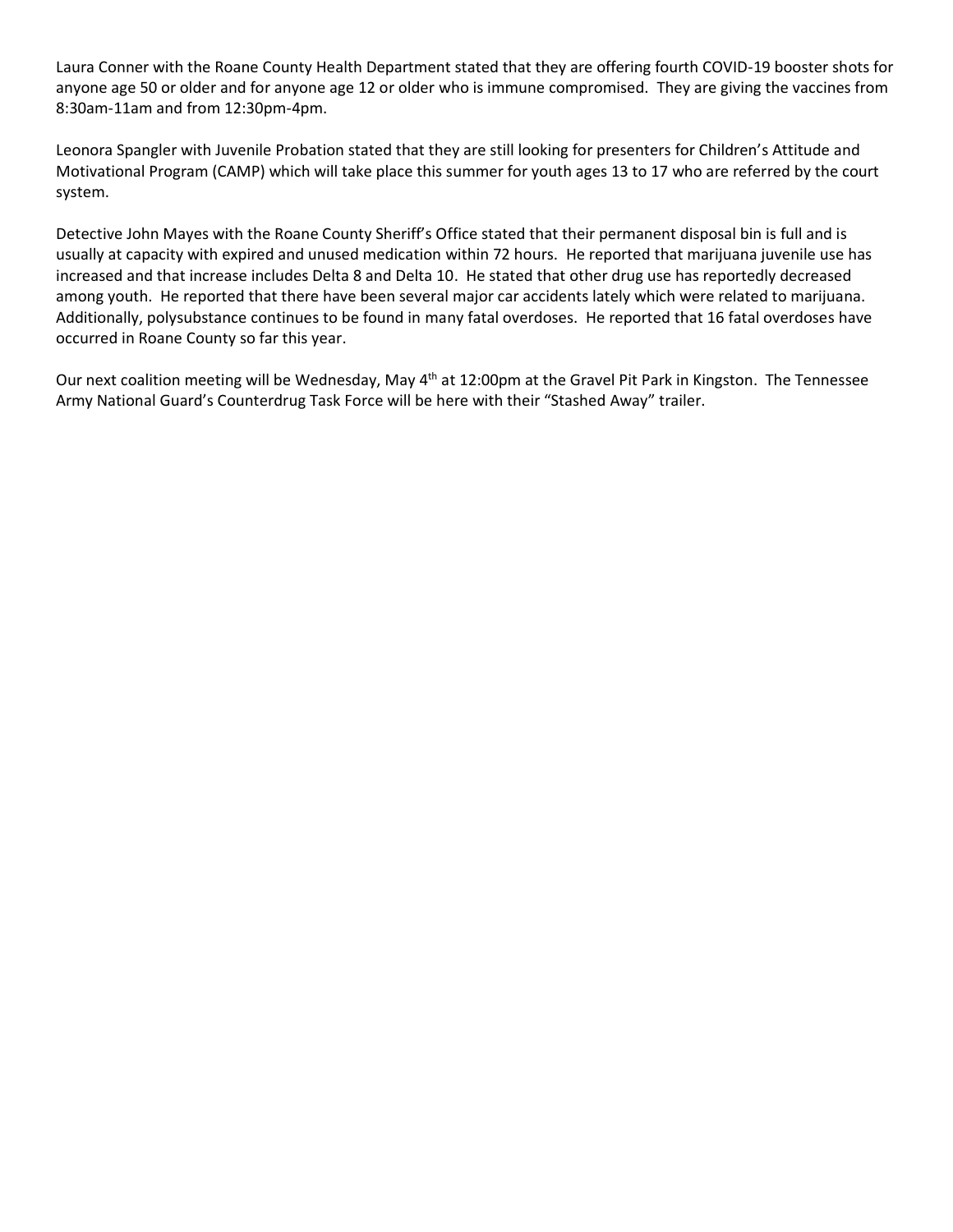Laura Conner with the Roane County Health Department stated that they are offering fourth COVID-19 booster shots for anyone age 50 or older and for anyone age 12 or older who is immune compromised. They are giving the vaccines from 8:30am-11am and from 12:30pm-4pm.

Leonora Spangler with Juvenile Probation stated that they are still looking for presenters for Children's Attitude and Motivational Program (CAMP) which will take place this summer for youth ages 13 to 17 who are referred by the court system.

Detective John Mayes with the Roane County Sheriff's Office stated that their permanent disposal bin is full and is usually at capacity with expired and unused medication within 72 hours. He reported that marijuana juvenile use has increased and that increase includes Delta 8 and Delta 10. He stated that other drug use has reportedly decreased among youth. He reported that there have been several major car accidents lately which were related to marijuana. Additionally, polysubstance continues to be found in many fatal overdoses. He reported that 16 fatal overdoses have occurred in Roane County so far this year.

Our next coalition meeting will be Wednesday, May 4th at 12:00pm at the Gravel Pit Park in Kingston. The Tennessee Army National Guard's Counterdrug Task Force will be here with their "Stashed Away" trailer.